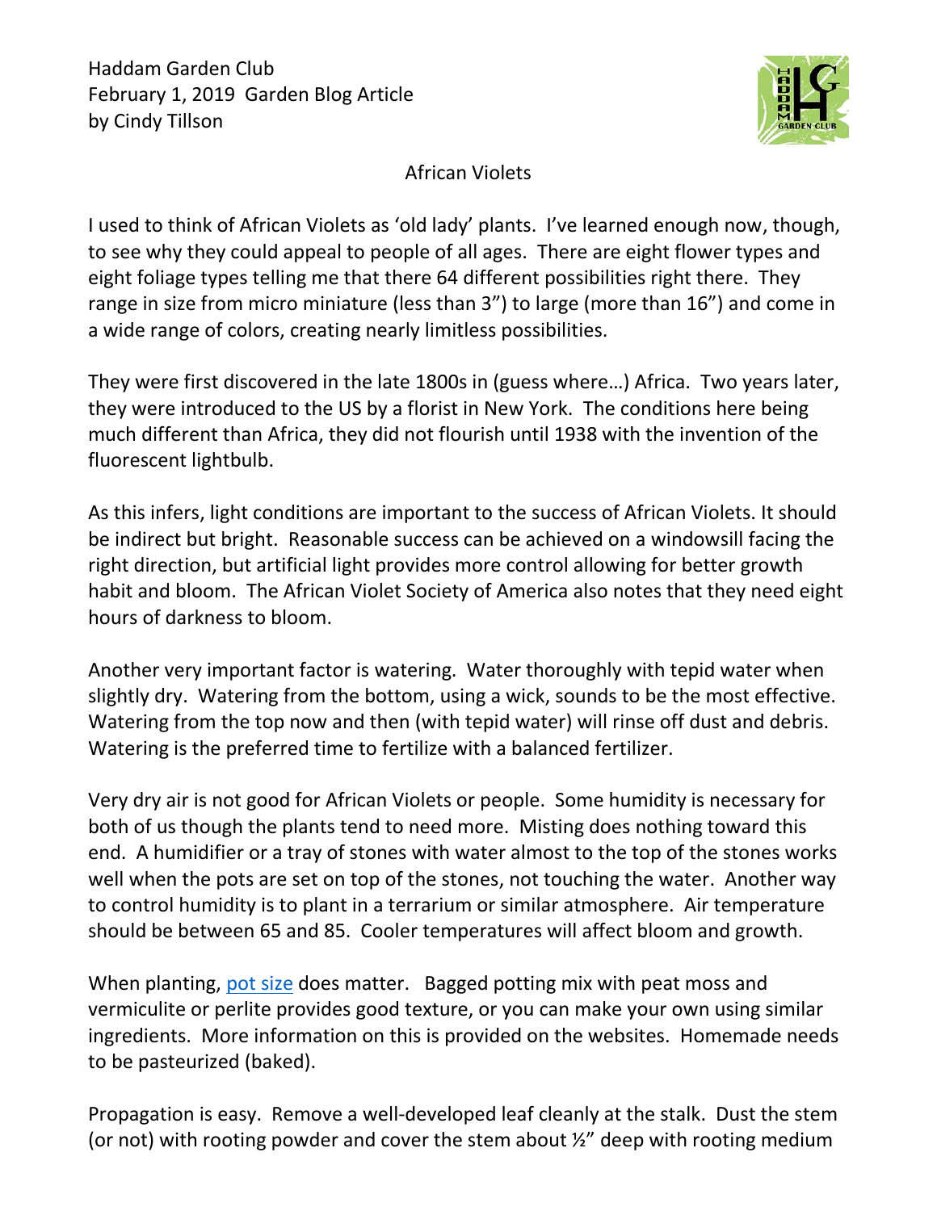Haddam Garden Club
February 1, 2019 Garden Blog Article
by Cindy Tillson

# African Violets

I used to think of African Violets as 'old lady' plants. I've learned enough now, though, to see why they could appeal to people of all ages. There are eight flower types and eight foliage types telling me that there 64 different possibilities right there. They range in size from micro miniature (less than 3") to large (more than 16") and come in a wide range of colors, creating nearly limitless possibilities.

They were first discovered in the late 1800s in (guess where…) Africa. Two years later, they were introduced to the US by a florist in New York. The conditions here being much different than Africa, they did not flourish until 1938 with the invention of the fluorescent lightbulb.

As this infers, light conditions are important to the success of African Violets. It should be indirect but bright. Reasonable success can be achieved on a windowsill facing the right direction, but artificial light provides more control allowing for better growth habit and bloom. The African Violet Society of America also notes that they need eight hours of darkness to bloom.

Another very important factor is watering. Water thoroughly with tepid water when slightly dry. Watering from the bottom, using a wick, sounds to be the most effective. Watering from the top now and then (with tepid water) will rinse off dust and debris. Watering is the preferred time to fertilize with a balanced fertilizer.

Very dry air is not good for African Violets or people. Some humidity is necessary for both of us though the plants tend to need more. Misting does nothing toward this end. A humidifier or a tray of stones with water almost to the top of the stones works well when the pots are set on top of the stones, not touching the water. Another way to control humidity is to plant in a terrarium or similar atmosphere. Air temperature should be between 65 and 85. Cooler temperatures will affect bloom and growth.

When planting, [pot size] does matter. Bagged potting mix with peat moss and vermiculite or perlite provides good texture, or you can make your own using similar ingredients. More information on this is provided on the websites. Homemade needs to be pasteurized (baked).

Propagation is easy. Remove a well-developed leaf cleanly at the stalk. Dust the stem (or not) with rooting powder and cover the stem about ½" deep with rooting medium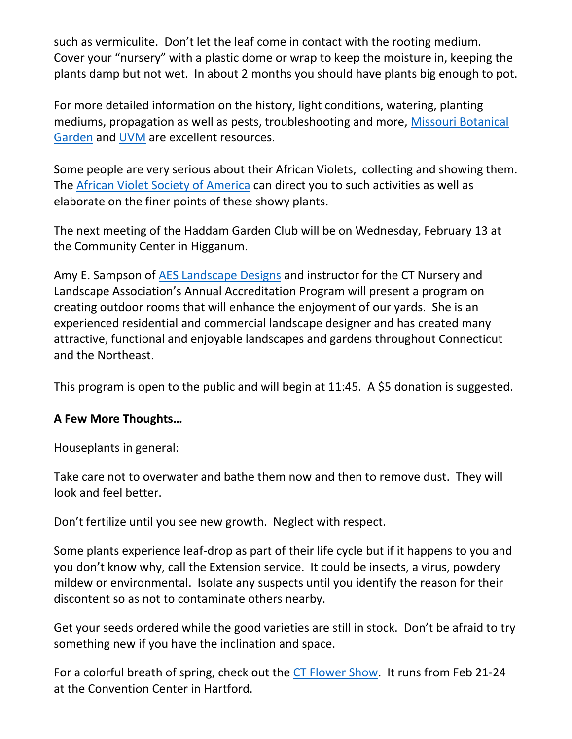such as vermiculite. Don't let the leaf come in contact with the rooting medium. Cover your "nursery" with a plastic dome or wrap to keep the moisture in, keeping the plants damp but not wet. In about 2 months you should have plants big enough to pot.

For more detailed information on the history, light conditions, watering, planting mediums, propagation as well as pests, troubleshooting and more, Missouri Botanical Garden and UVM are excellent resources.

Some people are very serious about their African Violets, collecting and showing them. The African Violet Society of America can direct you to such activities as well as elaborate on the finer points of these showy plants.

The next meeting of the Haddam Garden Club will be on Wednesday, February 13 at the Community Center in Higganum.

Amy E. Sampson of AES Landscape Designs and instructor for the CT Nursery and Landscape Association's Annual Accreditation Program will present a program on creating outdoor rooms that will enhance the enjoyment of our yards. She is an experienced residential and commercial landscape designer and has created many attractive, functional and enjoyable landscapes and gardens throughout Connecticut and the Northeast.

This program is open to the public and will begin at 11:45. A $5 donation is suggested.

**A Few More Thoughts…**

Houseplants in general:

Take care not to overwater and bathe them now and then to remove dust. They will look and feel better.

Don't fertilize until you see new growth. Neglect with respect.

Some plants experience leaf-drop as part of their life cycle but if it happens to you and you don't know why, call the Extension service. It could be insects, a virus, powdery mildew or environmental. Isolate any suspects until you identify the reason for their discontent so as not to contaminate others nearby.

Get your seeds ordered while the good varieties are still in stock. Don't be afraid to try something new if you have the inclination and space.

For a colorful breath of spring, check out the CT Flower Show. It runs from Feb 21-24 at the Convention Center in Hartford.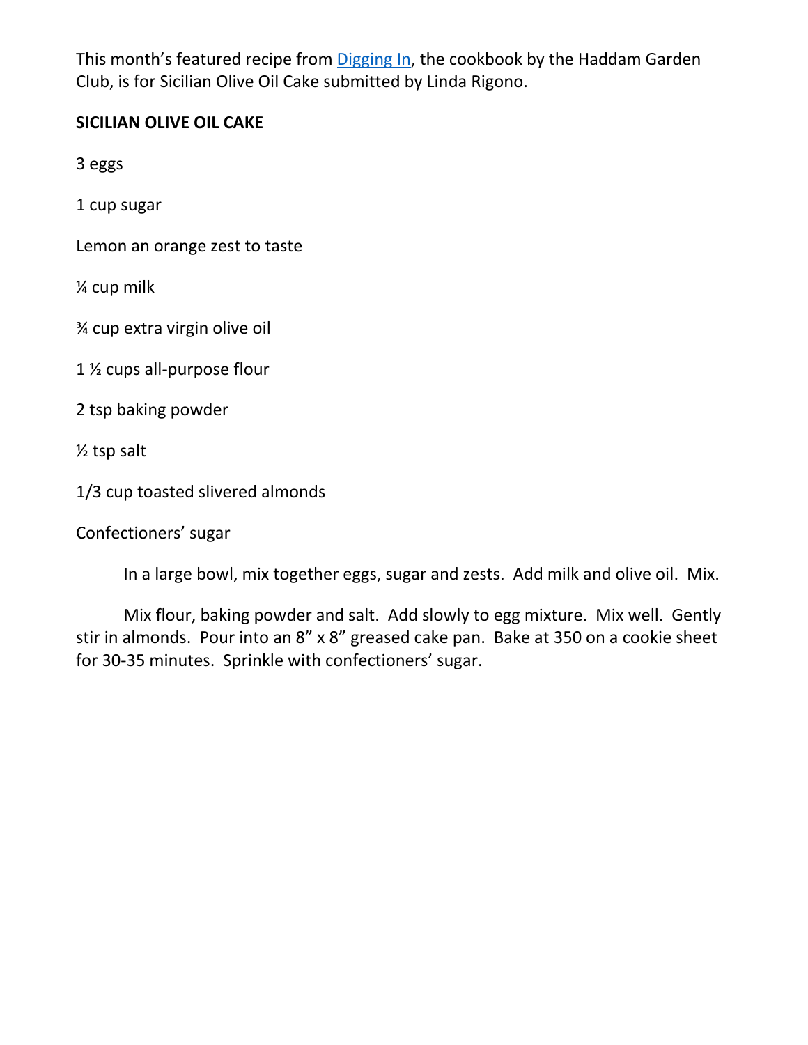This month's featured recipe from [Digging In](), the cookbook by the Haddam Garden Club, is for Sicilian Olive Oil Cake submitted by Linda Rigono.

**SICILIAN OLIVE OIL CAKE**

3 eggs

1 cup sugar

Lemon an orange zest to taste

¼ cup milk

¾ cup extra virgin olive oil

1 ½ cups all-purpose flour

2 tsp baking powder

½ tsp salt

1/3 cup toasted slivered almonds

Confectioners' sugar

In a large bowl, mix together eggs, sugar and zests. Add milk and olive oil. Mix.

Mix flour, baking powder and salt. Add slowly to egg mixture. Mix well. Gently stir in almonds. Pour into an 8" x 8" greased cake pan. Bake at 350 on a cookie sheet for 30-35 minutes. Sprinkle with confectioners' sugar.